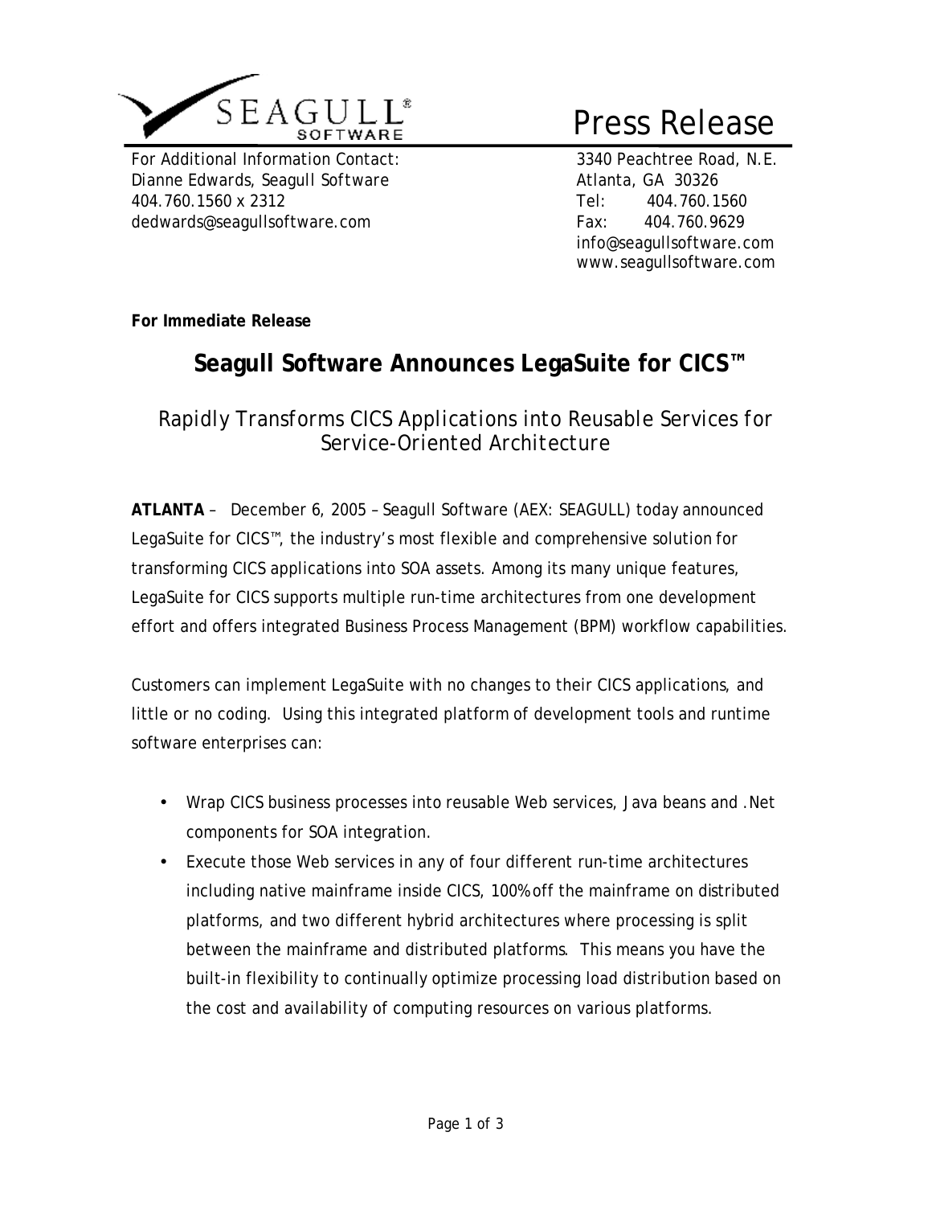SEAGULL® SOFTWARE

# Press Release

For Additional Information Contact:
Dianne Edwards, Seagull Software
404.760.1560 x 2312
dedwards@seagullsoftware.com

3340 Peachtree Road, N.E.
Atlanta, GA 30326
Tel: 404.760.1560
Fax: 404.760.9629
info@seagullsoftware.com
www.seagullsoftware.com

**For Immediate Release**

## Seagull Software Announces LegaSuite for CICS™

### Rapidly Transforms CICS Applications into Reusable Services for Service-Oriented Architecture

**ATLANTA** – December 6, 2005 – Seagull Software (AEX: SEAGULL) today announced LegaSuite for CICS™, the industry's most flexible and comprehensive solution for transforming CICS applications into SOA assets. Among its many unique features, LegaSuite for CICS supports multiple run-time architectures from one development effort and offers integrated Business Process Management (BPM) workflow capabilities.

Customers can implement LegaSuite with no changes to their CICS applications, and little or no coding. Using this integrated platform of development tools and runtime software enterprises can:

- Wrap CICS business processes into reusable Web services, Java beans and .Net components for SOA integration.
- Execute those Web services in any of four different run-time architectures including native mainframe inside CICS, 100% off the mainframe on distributed platforms, and two different hybrid architectures where processing is split between the mainframe and distributed platforms. This means you have the built-in flexibility to continually optimize processing load distribution based on the cost and availability of computing resources on various platforms.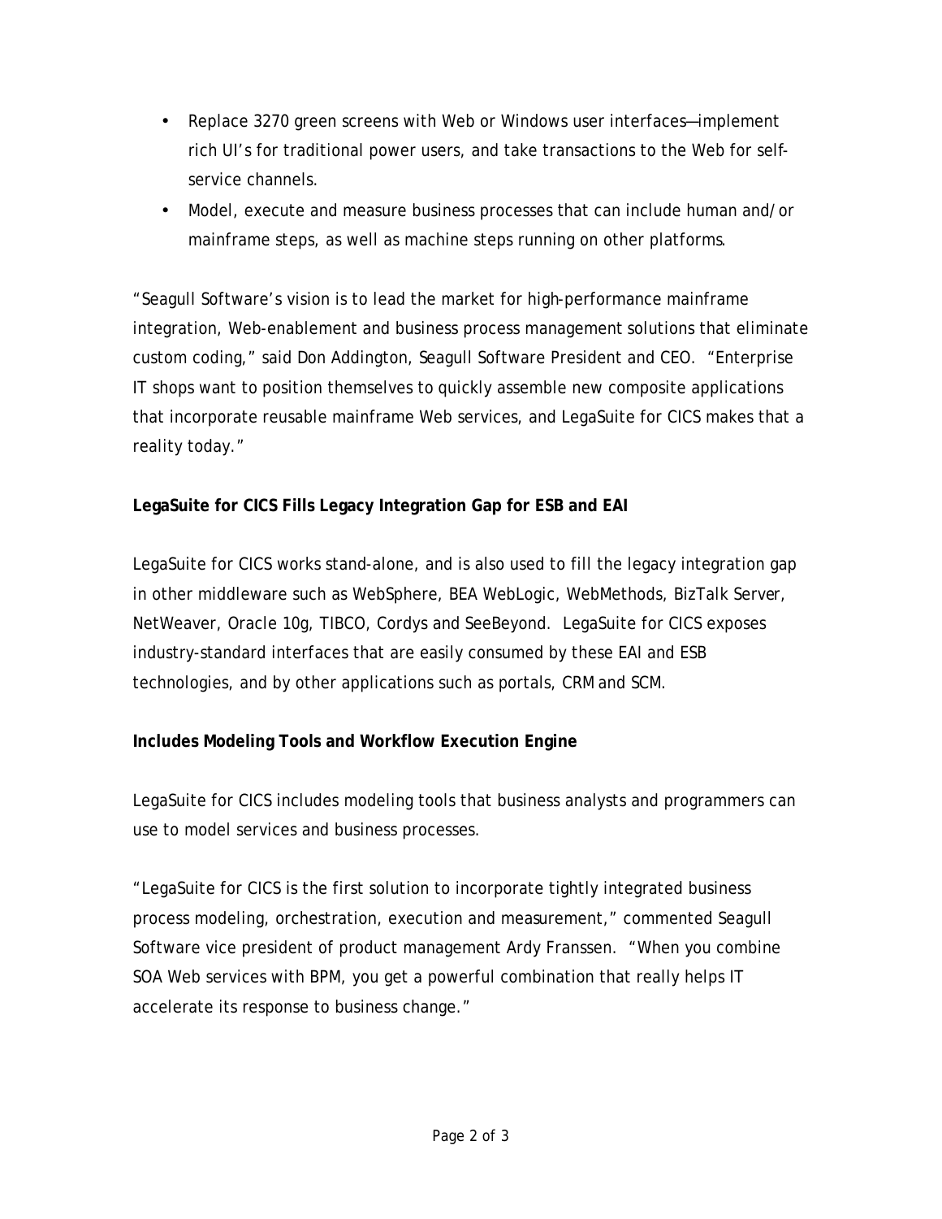- Replace 3270 green screens with Web or Windows user interfaces—implement rich UI's for traditional power users, and take transactions to the Web for self-service channels.
- Model, execute and measure business processes that can include human and/or mainframe steps, as well as machine steps running on other platforms.

"Seagull Software's vision is to lead the market for high-performance mainframe integration, Web-enablement and business process management solutions that eliminate custom coding," said Don Addington, Seagull Software President and CEO. "Enterprise IT shops want to position themselves to quickly assemble new composite applications that incorporate reusable mainframe Web services, and LegaSuite for CICS makes that a reality today."

**LegaSuite for CICS Fills Legacy Integration Gap for ESB and EAI**

LegaSuite for CICS works stand-alone, and is also used to fill the legacy integration gap in other middleware such as WebSphere, BEA WebLogic, WebMethods, BizTalk Server, NetWeaver, Oracle 10g, TIBCO, Cordys and SeeBeyond. LegaSuite for CICS exposes industry-standard interfaces that are easily consumed by these EAI and ESB technologies, and by other applications such as portals, CRM and SCM.

**Includes Modeling Tools and Workflow Execution Engine**

LegaSuite for CICS includes modeling tools that business analysts and programmers can use to model services and business processes.

"LegaSuite for CICS is the first solution to incorporate tightly integrated business process modeling, orchestration, execution and measurement," commented Seagull Software vice president of product management Ardy Franssen. "When you combine SOA Web services with BPM, you get a powerful combination that really helps IT accelerate its response to business change."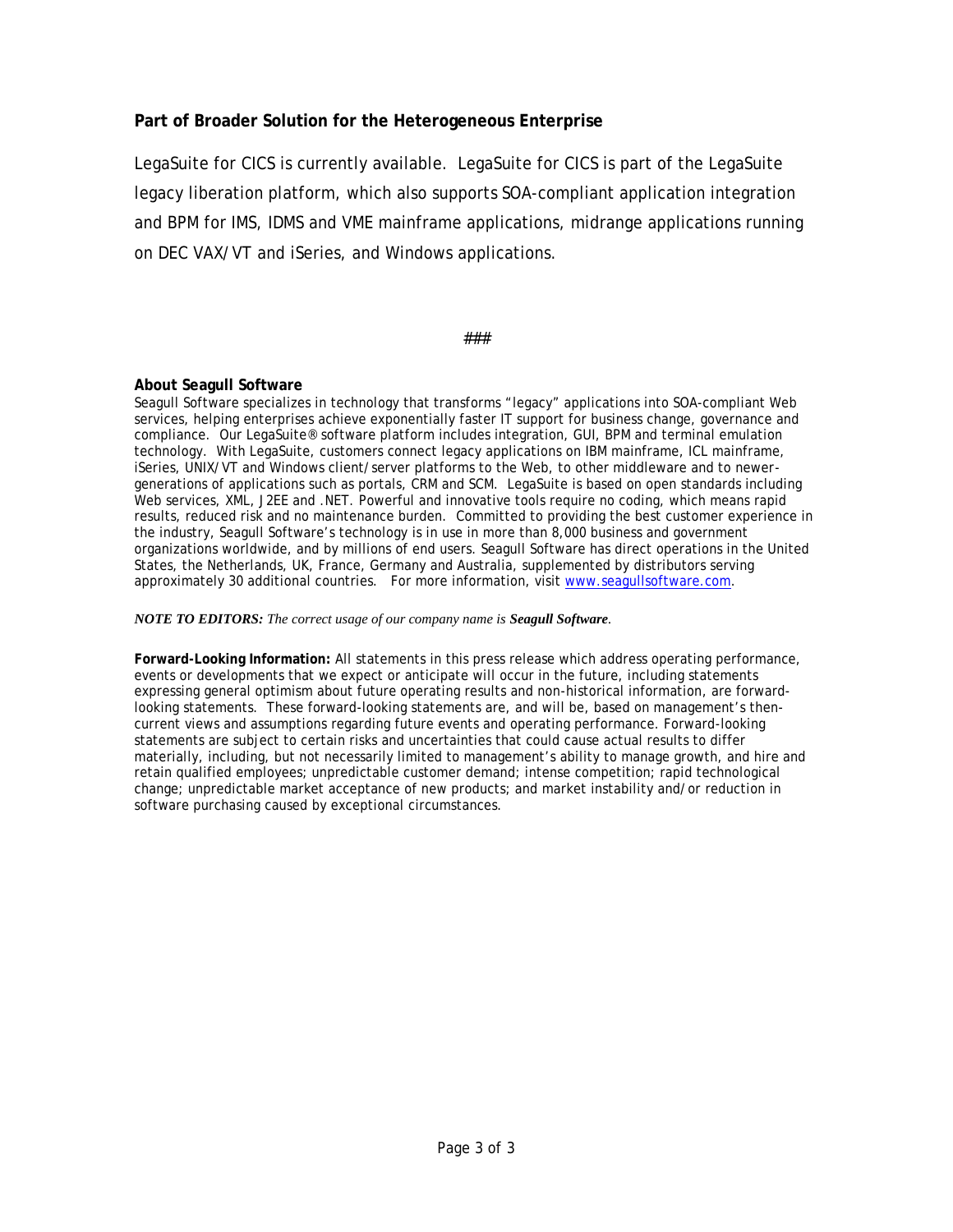## Part of Broader Solution for the Heterogeneous Enterprise

LegaSuite for CICS is currently available. LegaSuite for CICS is part of the LegaSuite legacy liberation platform, which also supports SOA-compliant application integration and BPM for IMS, IDMS and VME mainframe applications, midrange applications running on DEC VAX/VT and iSeries, and Windows applications.

###

**About Seagull Software**

Seagull Software specializes in technology that transforms "legacy" applications into SOA-compliant Web services, helping enterprises achieve exponentially faster IT support for business change, governance and compliance. Our LegaSuite® software platform includes integration, GUI, BPM and terminal emulation technology. With LegaSuite, customers connect legacy applications on IBM mainframe, ICL mainframe, iSeries, UNIX/VT and Windows client/server platforms to the Web, to other middleware and to newer-generations of applications such as portals, CRM and SCM. LegaSuite is based on open standards including Web services, XML, J2EE and .NET. Powerful and innovative tools require no coding, which means rapid results, reduced risk and no maintenance burden. Committed to providing the best customer experience in the industry, Seagull Software's technology is in use in more than 8,000 business and government organizations worldwide, and by millions of end users. Seagull Software has direct operations in the United States, the Netherlands, UK, France, Germany and Australia, supplemented by distributors serving approximately 30 additional countries. For more information, visit [www.seagullsoftware.com](http://www.seagullsoftware.com).

***NOTE TO EDITORS:*** *The correct usage of our company name is* ***Seagull Software****.*

**Forward-Looking Information:** All statements in this press release which address operating performance, events or developments that we expect or anticipate will occur in the future, including statements expressing general optimism about future operating results and non-historical information, are forward-looking statements. These forward-looking statements are, and will be, based on management's then-current views and assumptions regarding future events and operating performance. Forward-looking statements are subject to certain risks and uncertainties that could cause actual results to differ materially, including, but not necessarily limited to management's ability to manage growth, and hire and retain qualified employees; unpredictable customer demand; intense competition; rapid technological change; unpredictable market acceptance of new products; and market instability and/or reduction in software purchasing caused by exceptional circumstances.